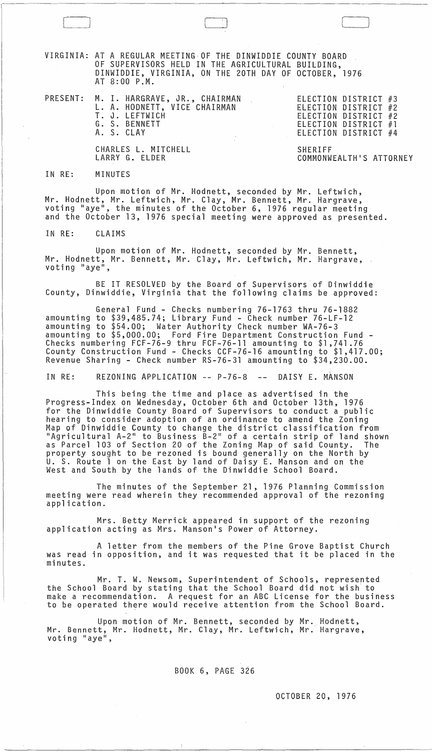VIRGINIA: AT A REGULAR MEETING OF THE DINWIDDIE COUNTY BOARD OF SUPERVISORS HELD IN THE AGRICULTURAL BUILDING, DINWIDDIE, VIRGINIA, ON THE 20TH DAY OF OCTOBER, 1976 AT 8:00 P.M.

| PRESENT: | | |
|---|---|---|
| | M. I. HARGRAVE, JR., CHAIRMAN | ELECTION DISTRICT #3 |
| | L. A. HODNETT, VICE CHAIRMAN | ELECTION DISTRICT #2 |
| | T. J. LEFTWICH | ELECTION DISTRICT #2 |
| | G. S. BENNETT | ELECTION DISTRICT #1 |
| | A. S. CLAY | ELECTION DISTRICT #4 |
| | CHARLES L. MITCHELL | SHERIFF |
| | LARRY G. ELDER | COMMONWEALTH'S ATTORNEY |

IN RE: MINUTES

Upon motion of Mr. Hodnett, seconded by Mr. Leftwich, Mr. Hodnett, Mr. Leftwich, Mr. Clay, Mr. Bennett, Mr. Hargrave, voting "aye", the minutes of the October 6, 1976 regular meeting and the October 13, 1976 special meeting were approved as presented.

IN RE: CLAIMS

Upon motion of Mr. Hodnett, seconded by Mr. Bennett, Mr. Hodnett, Mr. Bennett, Mr. Clay, Mr. Leftwich, Mr. Hargrave, voting "aye",

BE IT RESOLVED by the Board of Supervisors of Dinwiddie County, Dinwiddie, Virginia that the following claims be approved:

General Fund - Checks numbering 76-1763 thru 76-1882 amounting to $39,485.74; Library Fund - Check number 76-LF-12 amounting to $54.00; Water Authority Check number WA-76-3 amounting to $5,000.00; Ford Fire Department Construction Fund - Checks numbering FCF-76-9 thru FCF-76-11 amounting to $1,741.76 County Construction Fund - Checks CCF-76-16 amounting to $1,417.00; Revenue Sharing - Check number RS-76-31 amounting to $34,230.00.

IN RE: REZONING APPLICATION -- P-76-8 -- DAISY E. MANSON

This being the time and place as advertised in the Progress-Index on Wednesday, October 6th and October 13th, 1976 for the Dinwiddie County Board of Supervisors to conduct a public hearing to consider adoption of an ordinance to amend the Zoning Map of Dinwiddie County to change the district classification from "Agricultural A-2" to Business B-2" of a certain strip of land shown as Parcel 103 of Section 20 of the Zoning Map of said County. The property sought to be rezoned is bound generally on the North by U. S. Route 1 on the East by land of Daisy E. Manson and on the West and South by the lands of the Dinwiddie School Board.

The minutes of the September 21, 1976 Planning Commission meeting were read wherein they recommended approval of the rezoning application.

Mrs. Betty Merrick appeared in support of the rezoning application acting as Mrs. Manson's Power of Attorney.

A letter from the members of the Pine Grove Baptist Church was read in opposition, and it was requested that it be placed in the minutes.

Mr. T. W. Newsom, Superintendent of Schools, represented the School Board by stating that the School Board did not wish to make a recommendation. A request for an ABC License for the business to be operated there would receive attention from the School Board.

Upon motion of Mr. Bennett, seconded by Mr. Hodnett, Mr. Bennett, Mr. Hodnett, Mr. Clay, Mr. Leftwich, Mr. Hargrave, voting "aye",

BOOK 6, PAGE 326

OCTOBER 20, 1976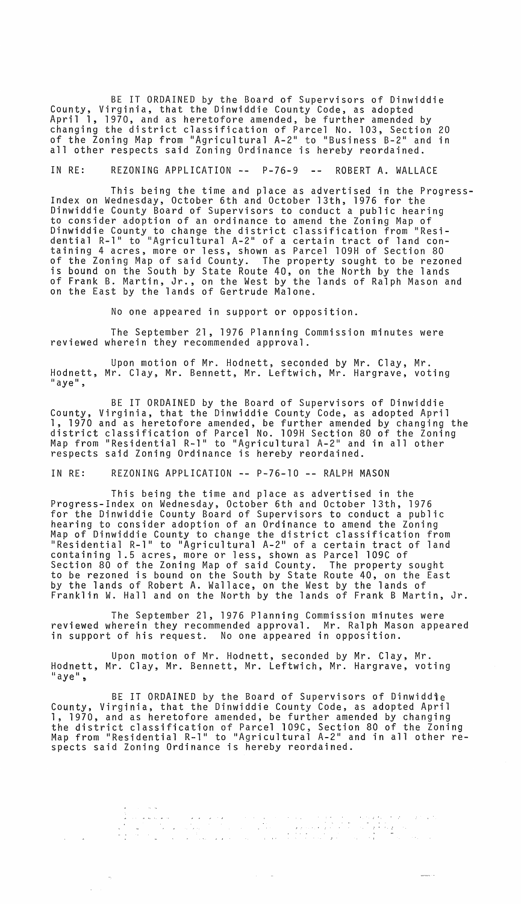BE IT ORDAINED by the Board of Supervisors of Dinwiddie County, Virginia, that the Dinwiddie County Code, as adopted April 1, 1970, and as heretofore amended, be further amended by changing the district classification of Parcel No. 103, Section 20 of the Zoning Map from "Agricultural A-2" to "Business B-2" and in all other respects said Zoning Ordinance is hereby reordained.

IN RE: REZONING APPLICATION -- P-76-9 -- ROBERT A. WALLACE

This being the time and place as advertised in the Progress-Index on Wednesday, October 6th and October 13th, 1976 for the Dinwiddie County Board of Supervisors to conduct a public hearing to consider adoption of an ordinance to amend the Zoning Map of Dinwiddie County to change the district classification from "Residential R-1" to "Agricultural A-2" of a certain tract of land containing 4 acres, more or less, shown as Parcel 109H of Section 80 of the Zoning Map of said County. The property sought to be rezoned is bound on the South by State Route 40, on the North by the lands of Frank B. Martin, Jr., on the West by the lands of Ralph Mason and on the East by the lands of Gertrude Malone.

No one appeared in support or opposition.

The September 21, 1976 Planning Commission minutes were reviewed wherein they recommended approval.

Upon motion of Mr. Hodnett, seconded by Mr. Clay, Mr. Hodnett, Mr. Clay, Mr. Bennett, Mr. Leftwich, Mr. Hargrave, voting "aye",

BE IT ORDAINED by the Board of Supervisors of Dinwiddie County, Virginia, that the Dinwiddie County Code, as adopted April 1, 1970 and as heretofore amended, be further amended by changing the district classification of Parcel No. 109H Section 80 of the Zoning Map from "Residential R-1" to "Agricultural A-2" and in all other respects said Zoning Ordinance is hereby reordained.

IN RE: REZONING APPLICATION -- P-76-10 -- RALPH MASON

This being the time and place as advertised in the Progress-Index on Wednesday, October 6th and October 13th, 1976 for the Dinwiddie County Board of Supervisors to conduct a public hearing to consider adoption of an Ordinance to amend the Zoning Map of Dinwiddie County to change the district classification from "Residential R-1" to "Agricultural A-2" of a certain tract of land containing 1.5 acres, more or less, shown as Parcel 109C of Section 80 of the Zoning Map of said County. The property sought to be rezoned is bound on the South by State Route 40, on the East by the lands of Robert A. Wallace, on the West by the lands of Franklin W. Hall and on the North by the lands of Frank B Martin, Jr.

The September 21, 1976 Planning Commission minutes were reviewed wherein they recommended approval. Mr. Ralph Mason appeared in support of his request. No one appeared in opposition.

Upon motion of Mr. Hodnett, seconded by Mr. Clay, Mr. Hodnett, Mr. Clay, Mr. Bennett, Mr. Leftwich, Mr. Hargrave, voting "aye",

BE IT ORDAINED by the Board of Supervisors of Dinwiddie County, Virginia, that the Dinwiddie County Code, as adopted April 1, 1970, and as heretofore amended, be further amended by changing the district classification of Parcel 109C, Section 80 of the Zoning Map from "Residential R-1" to "Agricultural A-2" and in all other respects said Zoning Ordinance is hereby reordained.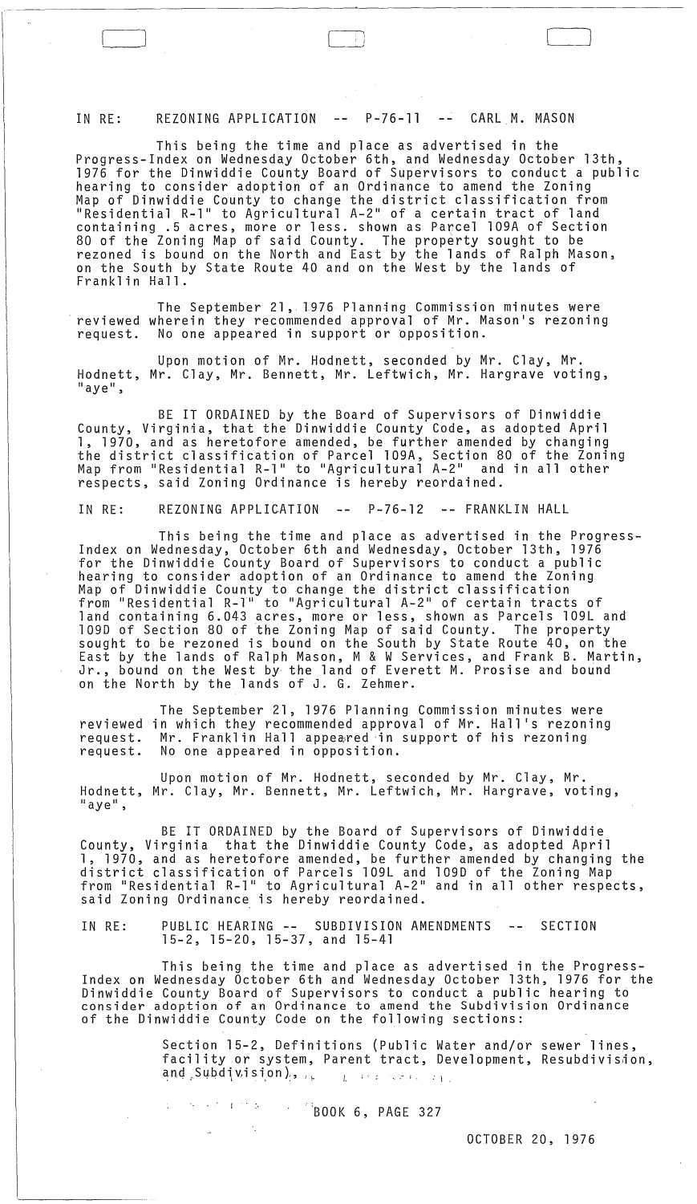IN RE: REZONING APPLICATION -- P-76-11 -- CARL M. MASON

This being the time and place as advertised in the Progress-Index on Wednesday October 6th, and Wednesday October 13th, 1976 for the Dinwiddie County Board of Supervisors to conduct a public hearing to consider adoption of an Ordinance to amend the Zoning Map of Dinwiddie County to change the district classification from "Residential R-1" to Agricultural A-2" of a certain tract of land containing .5 acres, more or less. shown as Parcel 109A of Section 80 of the Zoning Map of said County. The property sought to be rezoned is bound on the North and East by the lands of Ralph Mason, on the South by State Route 40 and on the West by the lands of Franklin Hall.

The September 21, 1976 Planning Commission minutes were reviewed wherein they recommended approval of Mr. Mason's rezoning request. No one appeared in support or opposition.

Upon motion of Mr. Hodnett, seconded by Mr. Clay, Mr. Hodnett, Mr. Clay, Mr. Bennett, Mr. Leftwich, Mr. Hargrave voting, "aye",

BE IT ORDAINED by the Board of Supervisors of Dinwiddie County, Virginia, that the Dinwiddie County Code, as adopted April 1, 1970, and as heretofore amended, be further amended by changing the district classification of Parcel 109A, Section 80 of the Zoning Map from "Residential R-1" to "Agricultural A-2" and in all other respects, said Zoning Ordinance is hereby reordained.

IN RE: REZONING APPLICATION -- P-76-12 -- FRANKLIN HALL

This being the time and place as advertised in the Progress-Index on Wednesday, October 6th and Wednesday, October 13th, 1976 for the Dinwiddie County Board of Supervisors to conduct a public hearing to consider adoption of an Ordinance to amend the Zoning Map of Dinwiddie County to change the district classification from "Residential R-1" to "Agricultural A-2" of certain tracts of land containing 6.043 acres, more or less, shown as Parcels 109L and 109D of Section 80 of the Zoning Map of said County. The property sought to be rezoned is bound on the South by State Route 40, on the East by the lands of Ralph Mason, M & W Services, and Frank B. Martin, Jr., bound on the West by the land of Everett M. Prosise and bound on the North by the lands of J. G. Zehmer.

The September 21, 1976 Planning Commission minutes were reviewed in which they recommended approval of Mr. Hall's rezoning request. Mr. Franklin Hall appeared in support of his rezoning request. No one appeared in opposition.

Upon motion of Mr. Hodnett, seconded by Mr. Clay, Mr. Hodnett, Mr. Clay, Mr. Bennett, Mr. Leftwich, Mr. Hargrave, voting, "aye",

BE IT ORDAINED by the Board of Supervisors of Dinwiddie County, Virginia that the Dinwiddie County Code, as adopted April 1, 1970, and as heretofore amended, be further amended by changing the district classification of Parcels 109L and 109D of the Zoning Map from "Residential R-1" to Agricultural A-2" and in all other respects, said Zoning Ordinance is hereby reordained.

IN RE: PUBLIC HEARING -- SUBDIVISION AMENDMENTS -- SECTION 15-2, 15-20, 15-37, and 15-41

This being the time and place as advertised in the Progress-Index on Wednesday October 6th and Wednesday October 13th, 1976 for the Dinwiddie County Board of Supervisors to conduct a public hearing to consider adoption of an Ordinance to amend the Subdivision Ordinance of the Dinwiddie County Code on the following sections:

Section 15-2, Definitions (Public Water and/or sewer lines, facility or system, Parent tract, Development, Resubdivision, and Subdivision),

BOOK 6, PAGE 327

OCTOBER 20, 1976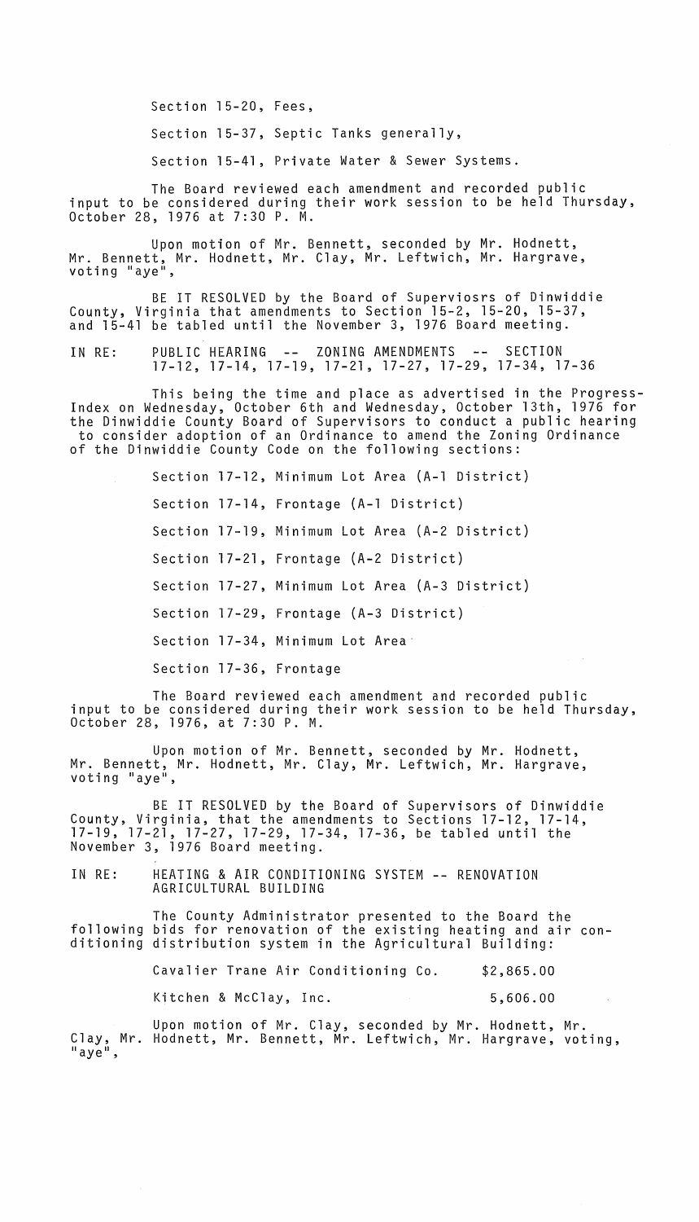Section 15-20, Fees,

Section 15-37, Septic Tanks generally,

Section 15-41, Private Water & Sewer Systems.

The Board reviewed each amendment and recorded public input to be considered during their work session to be held Thursday, October 28, 1976 at 7:30 P. M.

Upon motion of Mr. Bennett, seconded by Mr. Hodnett, Mr. Bennett, Mr. Hodnett, Mr. Clay, Mr. Leftwich, Mr. Hargrave, voting "aye",

BE IT RESOLVED by the Board of Superviosrs of Dinwiddie County, Virginia that amendments to Section 15-2, 15-20, 15-37, and 15-41 be tabled until the November 3, 1976 Board meeting.

IN RE: PUBLIC HEARING -- ZONING AMENDMENTS -- SECTION 17-12, 17-14, 17-19, 17-21, 17-27, 17-29, 17-34, 17-36

This being the time and place as advertised in the Progress-Index on Wednesday, October 6th and Wednesday, October 13th, 1976 for the Dinwiddie County Board of Supervisors to conduct a public hearing to consider adoption of an Ordinance to amend the Zoning Ordinance of the Dinwiddie County Code on the following sections:

Section 17-12, Minimum Lot Area (A-1 District)

Section 17-14, Frontage (A-1 District)

Section 17-19, Minimum Lot Area (A-2 District)

Section 17-21, Frontage (A-2 District)

Section 17-27, Minimum Lot Area (A-3 District)

Section 17-29, Frontage (A-3 District)

Section 17-34, Minimum Lot Area

Section 17-36, Frontage

The Board reviewed each amendment and recorded public input to be considered during their work session to be held Thursday, October 28, 1976, at 7:30 P. M.

Upon motion of Mr. Bennett, seconded by Mr. Hodnett, Mr. Bennett, Mr. Hodnett, Mr. Clay, Mr. Leftwich, Mr. Hargrave, voting "aye",

BE IT RESOLVED by the Board of Supervisors of Dinwiddie County, Virginia, that the amendments to Sections 17-12, 17-14, 17-19, 17-21, 17-27, 17-29, 17-34, 17-36, be tabled until the November 3, 1976 Board meeting.

IN RE: HEATING & AIR CONDITIONING SYSTEM -- RENOVATION AGRICULTURAL BUILDING

The County Administrator presented to the Board the following bids for renovation of the existing heating and air conditioning distribution system in the Agricultural Building:

| | |
|---|---|
| Cavalier Trane Air Conditioning Co. | \$2,865.00 |
| Kitchen & McClay, Inc. | 5,606.00 |

Upon motion of Mr. Clay, seconded by Mr. Hodnett, Mr. Clay, Mr. Hodnett, Mr. Bennett, Mr. Leftwich, Mr. Hargrave, voting, "aye",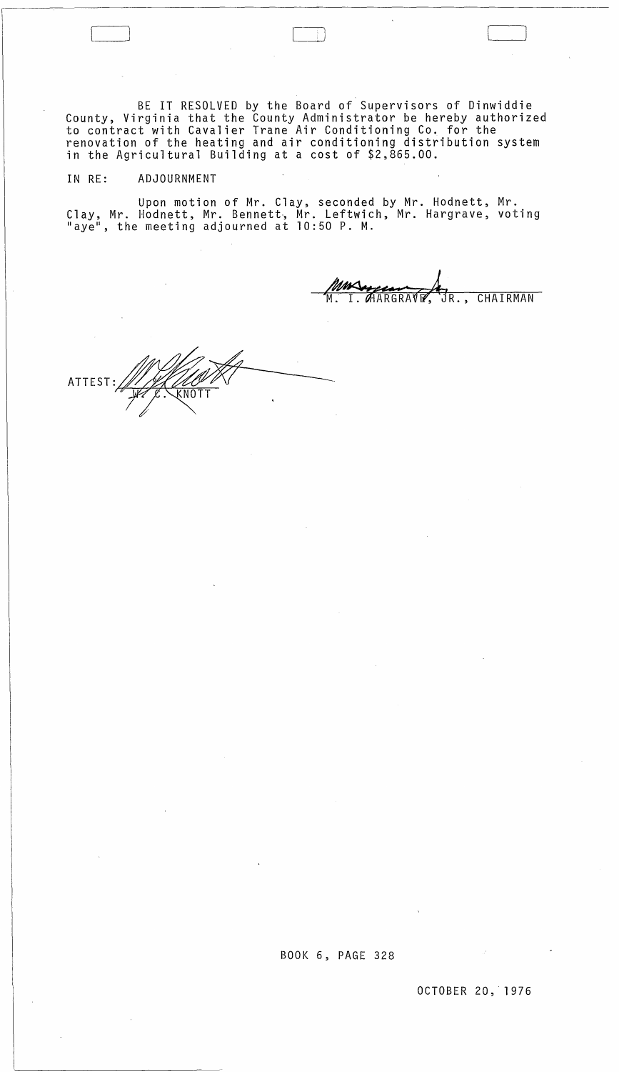BE IT RESOLVED by the Board of Supervisors of Dinwiddie County, Virginia that the County Administrator be hereby authorized to contract with Cavalier Trane Air Conditioning Co. for the renovation of the heating and air conditioning distribution system in the Agricultural Building at a cost of $2,865.00.

IN RE: ADJOURNMENT

Upon motion of Mr. Clay, seconded by Mr. Hodnett, Mr. Clay, Mr. Hodnett, Mr. Bennett, Mr. Leftwich, Mr. Hargrave, voting "aye", the meeting adjourned at 10:50 P. M.

M. I. HARGRAVE, JR., CHAIRMAN

ATTEST: W. C. KNOTT

BOOK 6, PAGE 328

OCTOBER 20, 1976